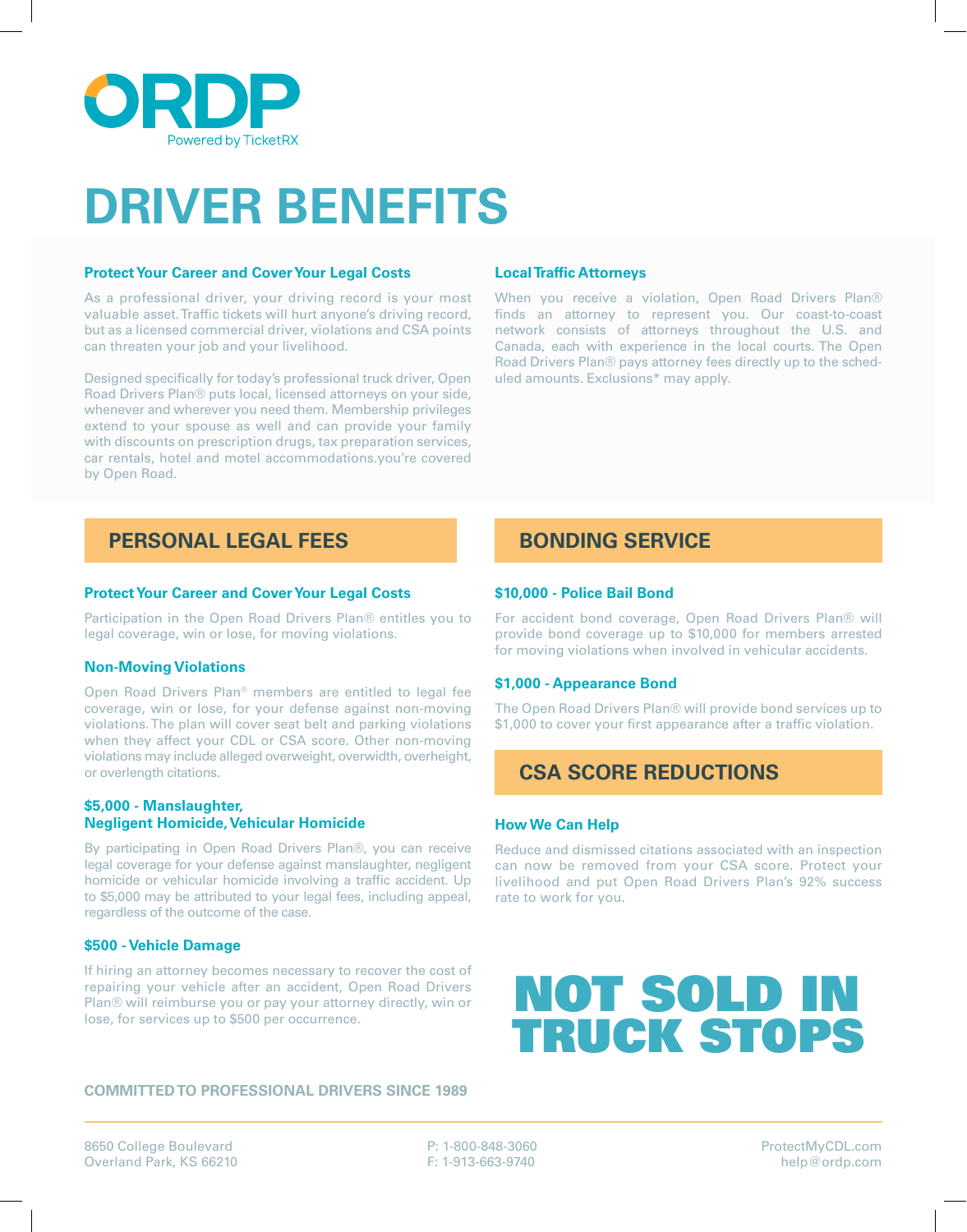ORDP

Powered by TicketRX

# DRIVER BENEFITS

### Protect Your Career and Cover Your Legal Costs

As a professional driver, your driving record is your most valuable asset. Traffic tickets will hurt anyone's driving record, but as a licensed commercial driver, violations and CSA points can threaten your job and your livelihood.

Designed specifically for today's professional truck driver, Open Road Drivers Plan® puts local, licensed attorneys on your side, whenever and wherever you need them. Membership privileges extend to your spouse as well and can provide your family with discounts on prescription drugs, tax preparation services, car rentals, hotel and motel accommodations.you're covered by Open Road.

### Local Traffic Attorneys

When you receive a violation, Open Road Drivers Plan® finds an attorney to represent you. Our coast-to-coast network consists of attorneys throughout the U.S. and Canada, each with experience in the local courts. The Open Road Drivers Plan® pays attorney fees directly up to the scheduled amounts. Exclusions* may apply.

## PERSONAL LEGAL FEES

### Protect Your Career and Cover Your Legal Costs

Participation in the Open Road Drivers Plan® entitles you to legal coverage, win or lose, for moving violations.

### Non-Moving Violations

Open Road Drivers Plan® members are entitled to legal fee coverage, win or lose, for your defense against non-moving violations. The plan will cover seat belt and parking violations when they affect your CDL or CSA score. Other non-moving violations may include alleged overweight, overwidth, overheight, or overlength citations.

### $5,000 - Manslaughter, Negligent Homicide, Vehicular Homicide

By participating in Open Road Drivers Plan®, you can receive legal coverage for your defense against manslaughter, negligent homicide or vehicular homicide involving a traffic accident. Up to $5,000 may be attributed to your legal fees, including appeal, regardless of the outcome of the case.

### $500 - Vehicle Damage

If hiring an attorney becomes necessary to recover the cost of repairing your vehicle after an accident, Open Road Drivers Plan® will reimburse you or pay your attorney directly, win or lose, for services up to $500 per occurrence.

## BONDING SERVICE

### $10,000 - Police Bail Bond

For accident bond coverage, Open Road Drivers Plan® will provide bond coverage up to $10,000 for members arrested for moving violations when involved in vehicular accidents.

### $1,000 - Appearance Bond

The Open Road Drivers Plan® will provide bond services up to $1,000 to cover your first appearance after a traffic violation.

## CSA SCORE REDUCTIONS

### How We Can Help

Reduce and dismissed citations associated with an inspection can now be removed from your CSA score. Protect your livelihood and put Open Road Drivers Plan's 92% success rate to work for you.

# NOT SOLD IN TRUCK STOPS

**COMMITTED TO PROFESSIONAL DRIVERS SINCE 1989**

8650 College Boulevard
Overland Park, KS 66210

P: 1-800-848-3060
F: 1-913-663-9740

ProtectMyCDL.com
help@ordp.com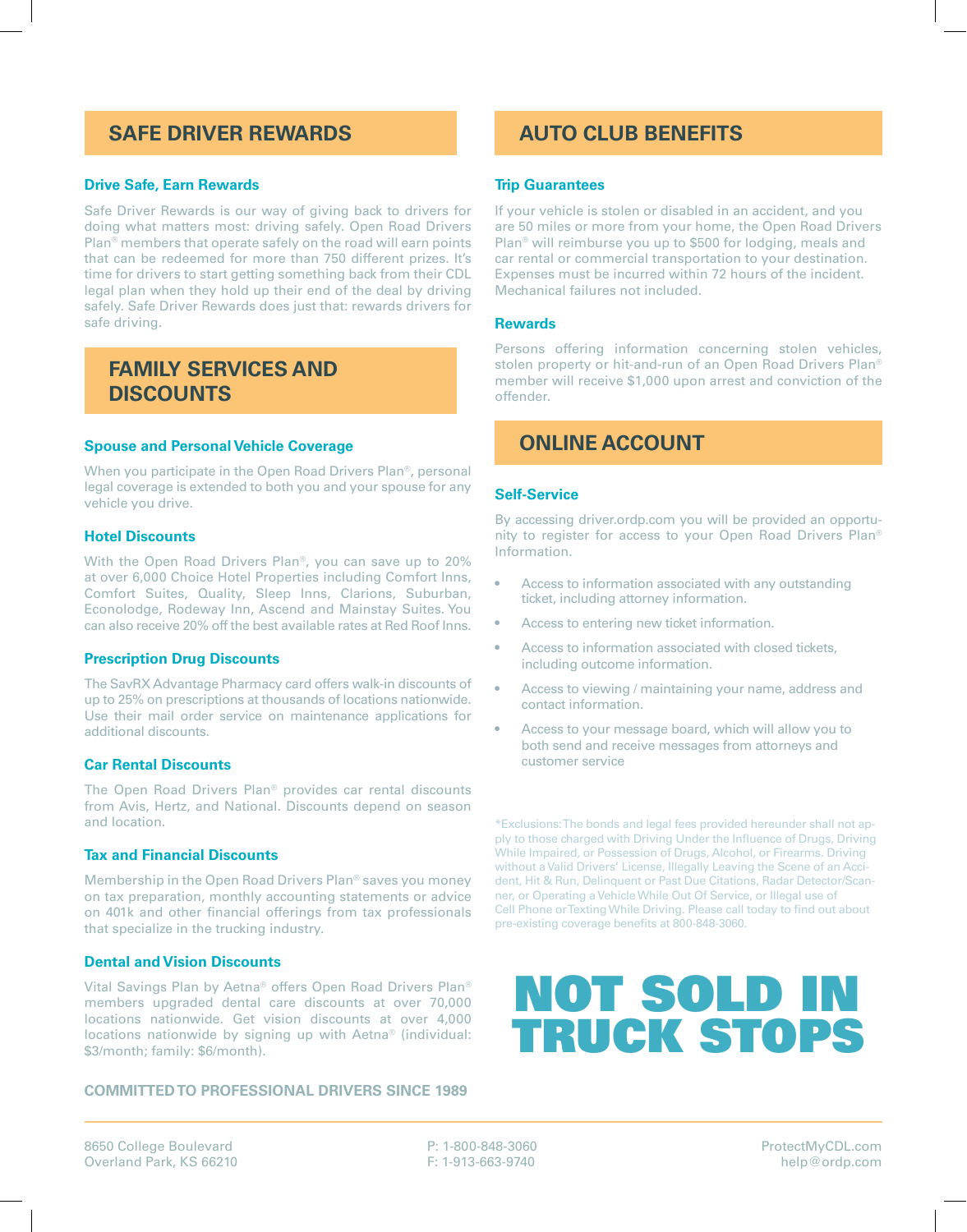## SAFE DRIVER REWARDS

### Drive Safe, Earn Rewards

Safe Driver Rewards is our way of giving back to drivers for doing what matters most: driving safely. Open Road Drivers Plan® members that operate safely on the road will earn points that can be redeemed for more than 750 different prizes. It's time for drivers to start getting something back from their CDL legal plan when they hold up their end of the deal by driving safely. Safe Driver Rewards does just that: rewards drivers for safe driving.

## FAMILY SERVICES AND DISCOUNTS

### Spouse and Personal Vehicle Coverage

When you participate in the Open Road Drivers Plan®, personal legal coverage is extended to both you and your spouse for any vehicle you drive.

### Hotel Discounts

With the Open Road Drivers Plan®, you can save up to 20% at over 6,000 Choice Hotel Properties including Comfort Inns, Comfort Suites, Quality, Sleep Inns, Clarions, Suburban, Econolodge, Rodeway Inn, Ascend and Mainstay Suites. You can also receive 20% off the best available rates at Red Roof Inns.

### Prescription Drug Discounts

The SavRX Advantage Pharmacy card offers walk-in discounts of up to 25% on prescriptions at thousands of locations nationwide. Use their mail order service on maintenance applications for additional discounts.

### Car Rental Discounts

The Open Road Drivers Plan® provides car rental discounts from Avis, Hertz, and National. Discounts depend on season and location.

### Tax and Financial Discounts

Membership in the Open Road Drivers Plan® saves you money on tax preparation, monthly accounting statements or advice on 401k and other financial offerings from tax professionals that specialize in the trucking industry.

### Dental and Vision Discounts

Vital Savings Plan by Aetna® offers Open Road Drivers Plan® members upgraded dental care discounts at over 70,000 locations nationwide. Get vision discounts at over 4,000 locations nationwide by signing up with Aetna® (individual: $3/month; family: $6/month).

**COMMITTED TO PROFESSIONAL DRIVERS SINCE 1989**

## AUTO CLUB BENEFITS

### Trip Guarantees

If your vehicle is stolen or disabled in an accident, and you are 50 miles or more from your home, the Open Road Drivers Plan® will reimburse you up to $500 for lodging, meals and car rental or commercial transportation to your destination. Expenses must be incurred within 72 hours of the incident. Mechanical failures not included.

### Rewards

Persons offering information concerning stolen vehicles, stolen property or hit-and-run of an Open Road Drivers Plan® member will receive $1,000 upon arrest and conviction of the offender.

## ONLINE ACCOUNT

### Self-Service

By accessing driver.ordp.com you will be provided an opportunity to register for access to your Open Road Drivers Plan® Information.

- Access to information associated with any outstanding ticket, including attorney information.
- Access to entering new ticket information.
- Access to information associated with closed tickets, including outcome information.
- Access to viewing / maintaining your name, address and contact information.
- Access to your message board, which will allow you to both send and receive messages from attorneys and customer service

*Exclusions: The bonds and legal fees provided hereunder shall not apply to those charged with Driving Under the Influence of Drugs, Driving While Impaired, or Possession of Drugs, Alcohol, or Firearms. Driving without a Valid Drivers' License, Illegally Leaving the Scene of an Accident, Hit & Run, Delinquent or Past Due Citations, Radar Detector/Scanner, or Operating a Vehicle While Out Of Service, or Illegal use of Cell Phone or Texting While Driving. Please call today to find out about pre-existing coverage benefits at 800-848-3060.

# NOT SOLD IN TRUCK STOPS

8650 College Boulevard
Overland Park, KS 66210

P: 1-800-848-3060
F: 1-913-663-9740

ProtectMyCDL.com
help@ordp.com